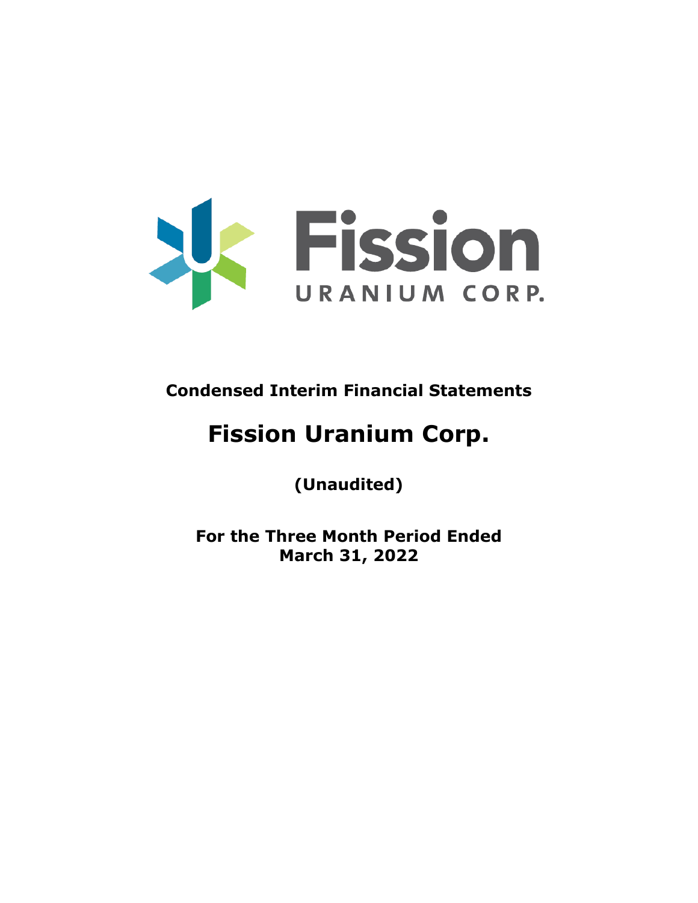Fission URANIUM CORP.

**Condensed Interim Financial Statements**

# Fission Uranium Corp.

**(Unaudited)**

**For the Three Month Period Ended March 31, 2022**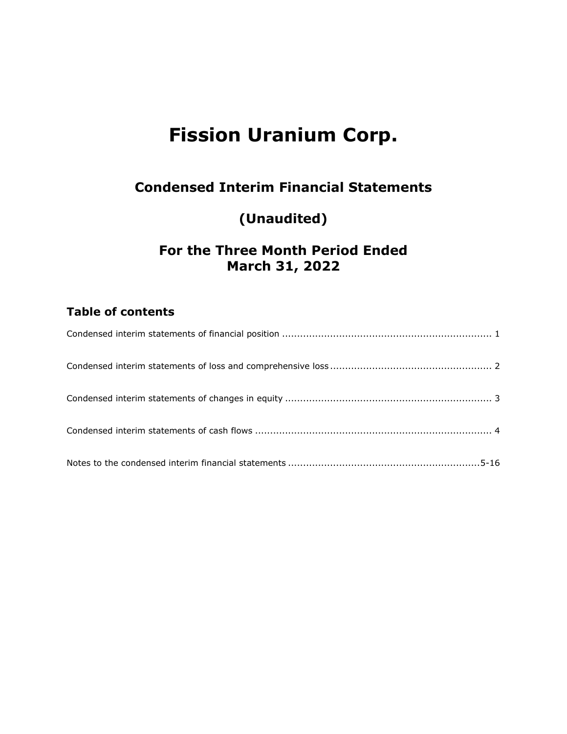# Fission Uranium Corp.

## Condensed Interim Financial Statements

## (Unaudited)

## For the Three Month Period Ended March 31, 2022

### Table of contents

Condensed interim statements of financial position ..................................................................... 1

Condensed interim statements of loss and comprehensive loss ..................................................... 2

Condensed interim statements of changes in equity .................................................................... 3

Condensed interim statements of cash flows .............................................................................. 4

Notes to the condensed interim financial statements ................................................................5-16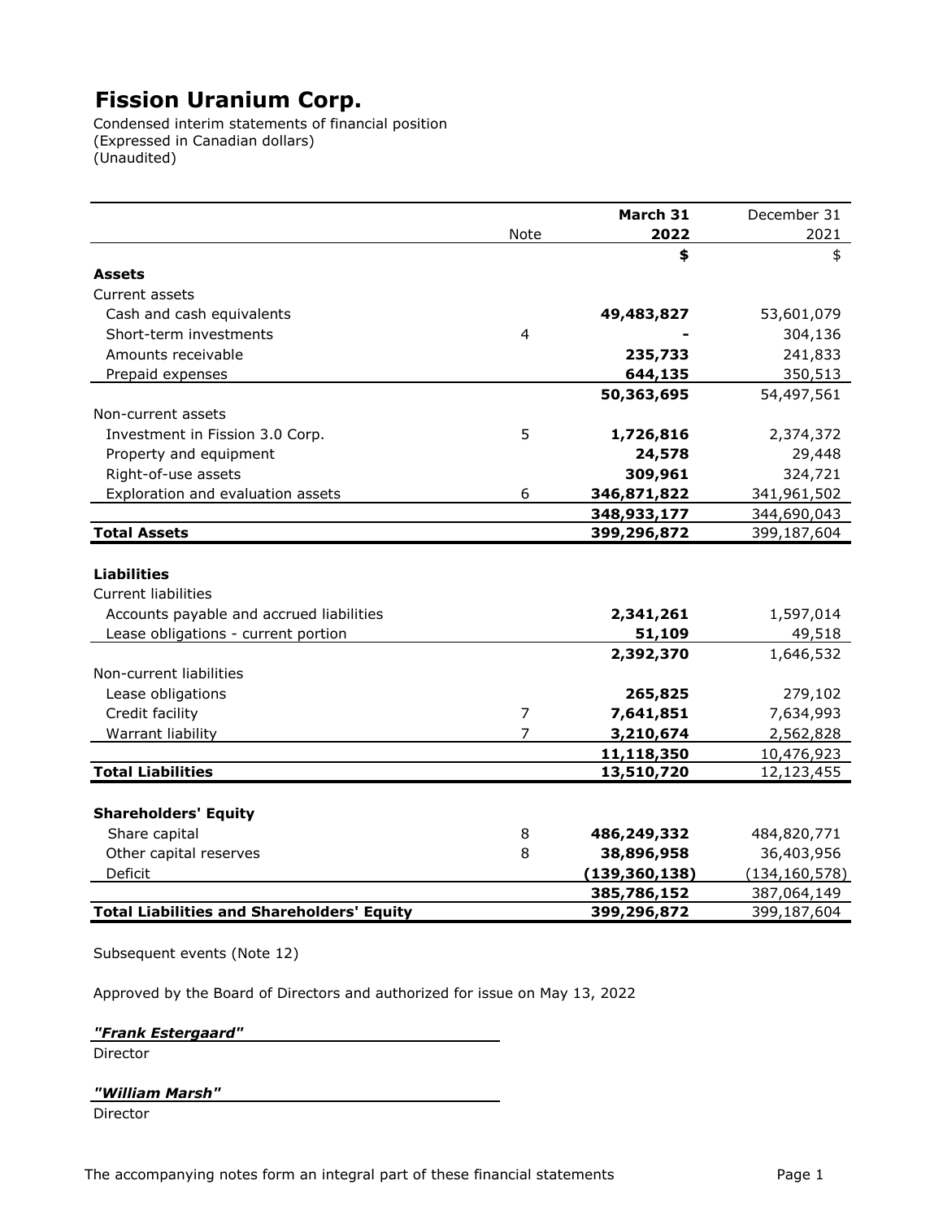# Fission Uranium Corp.

Condensed interim statements of financial position
(Expressed in Canadian dollars)
(Unaudited)

| | Note | March 31 2022 | December 31 2021 |
|---|---|---|---|
| | | **$** | $ |
| **Assets** | | | |
| Current assets | | | |
| Cash and cash equivalents | | **49,483,827** | 53,601,079 |
| Short-term investments | 4 | **-** | 304,136 |
| Amounts receivable | | **235,733** | 241,833 |
| Prepaid expenses | | **644,135** | 350,513 |
| | | **50,363,695** | 54,497,561 |
| Non-current assets | | | |
| Investment in Fission 3.0 Corp. | 5 | **1,726,816** | 2,374,372 |
| Property and equipment | | **24,578** | 29,448 |
| Right-of-use assets | | **309,961** | 324,721 |
| Exploration and evaluation assets | 6 | **346,871,822** | 341,961,502 |
| | | **348,933,177** | 344,690,043 |
| **Total Assets** | | **399,296,872** | 399,187,604 |
| | | | |
| **Liabilities** | | | |
| Current liabilities | | | |
| Accounts payable and accrued liabilities | | **2,341,261** | 1,597,014 |
| Lease obligations - current portion | | **51,109** | 49,518 |
| | | **2,392,370** | 1,646,532 |
| Non-current liabilities | | | |
| Lease obligations | | **265,825** | 279,102 |
| Credit facility | 7 | **7,641,851** | 7,634,993 |
| Warrant liability | 7 | **3,210,674** | 2,562,828 |
| | | **11,118,350** | 10,476,923 |
| **Total Liabilities** | | **13,510,720** | 12,123,455 |
| | | | |
| **Shareholders' Equity** | | | |
| Share capital | 8 | **486,249,332** | 484,820,771 |
| Other capital reserves | 8 | **38,896,958** | 36,403,956 |
| Deficit | | **(139,360,138)** | (134,160,578) |
| | | **385,786,152** | 387,064,149 |
| **Total Liabilities and Shareholders' Equity** | | **399,296,872** | 399,187,604 |

Subsequent events (Note 12)

Approved by the Board of Directors and authorized for issue on May 13, 2022

***"Frank Estergaard"***
Director

***"William Marsh"***
Director

The accompanying notes form an integral part of these financial statements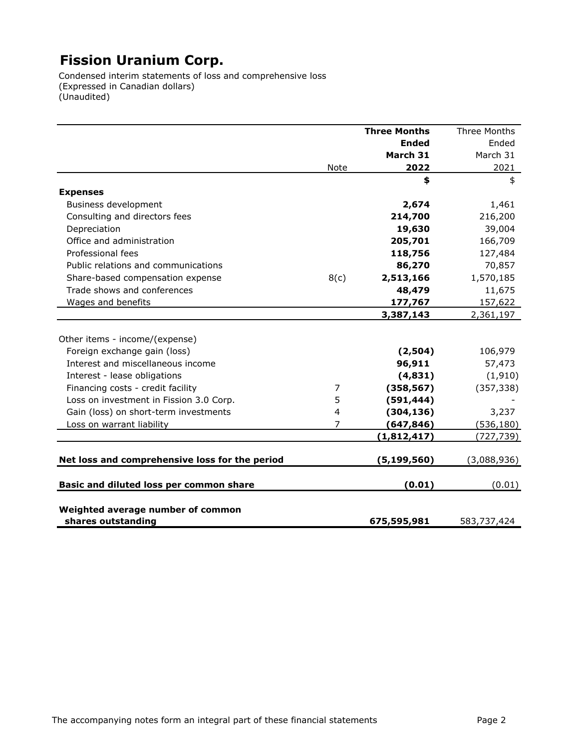# Fission Uranium Corp.

Condensed interim statements of loss and comprehensive loss
(Expressed in Canadian dollars)
(Unaudited)

| | Note | **Three Months Ended March 31 2022** | Three Months Ended March 31 2021 |
|---|---|---|---|
| | | **$** | $ |
| **Expenses** | | | |
| Business development | | **2,674** | 1,461 |
| Consulting and directors fees | | **214,700** | 216,200 |
| Depreciation | | **19,630** | 39,004 |
| Office and administration | | **205,701** | 166,709 |
| Professional fees | | **118,756** | 127,484 |
| Public relations and communications | | **86,270** | 70,857 |
| Share-based compensation expense | 8(c) | **2,513,166** | 1,570,185 |
| Trade shows and conferences | | **48,479** | 11,675 |
| Wages and benefits | | **177,767** | 157,622 |
| | | **3,387,143** | 2,361,197 |
| Other items - income/(expense) | | | |
| Foreign exchange gain (loss) | | **(2,504)** | 106,979 |
| Interest and miscellaneous income | | **96,911** | 57,473 |
| Interest - lease obligations | | **(4,831)** | (1,910) |
| Financing costs - credit facility | 7 | **(358,567)** | (357,338) |
| Loss on investment in Fission 3.0 Corp. | 5 | **(591,444)** | - |
| Gain (loss) on short-term investments | 4 | **(304,136)** | 3,237 |
| Loss on warrant liability | 7 | **(647,846)** | (536,180) |
| | | **(1,812,417)** | (727,739) |
| **Net loss and comprehensive loss for the period** | | **(5,199,560)** | (3,088,936) |
| **Basic and diluted loss per common share** | | **(0.01)** | (0.01) |
| **Weighted average number of common shares outstanding** | | **675,595,981** | 583,737,424 |

The accompanying notes form an integral part of these financial statements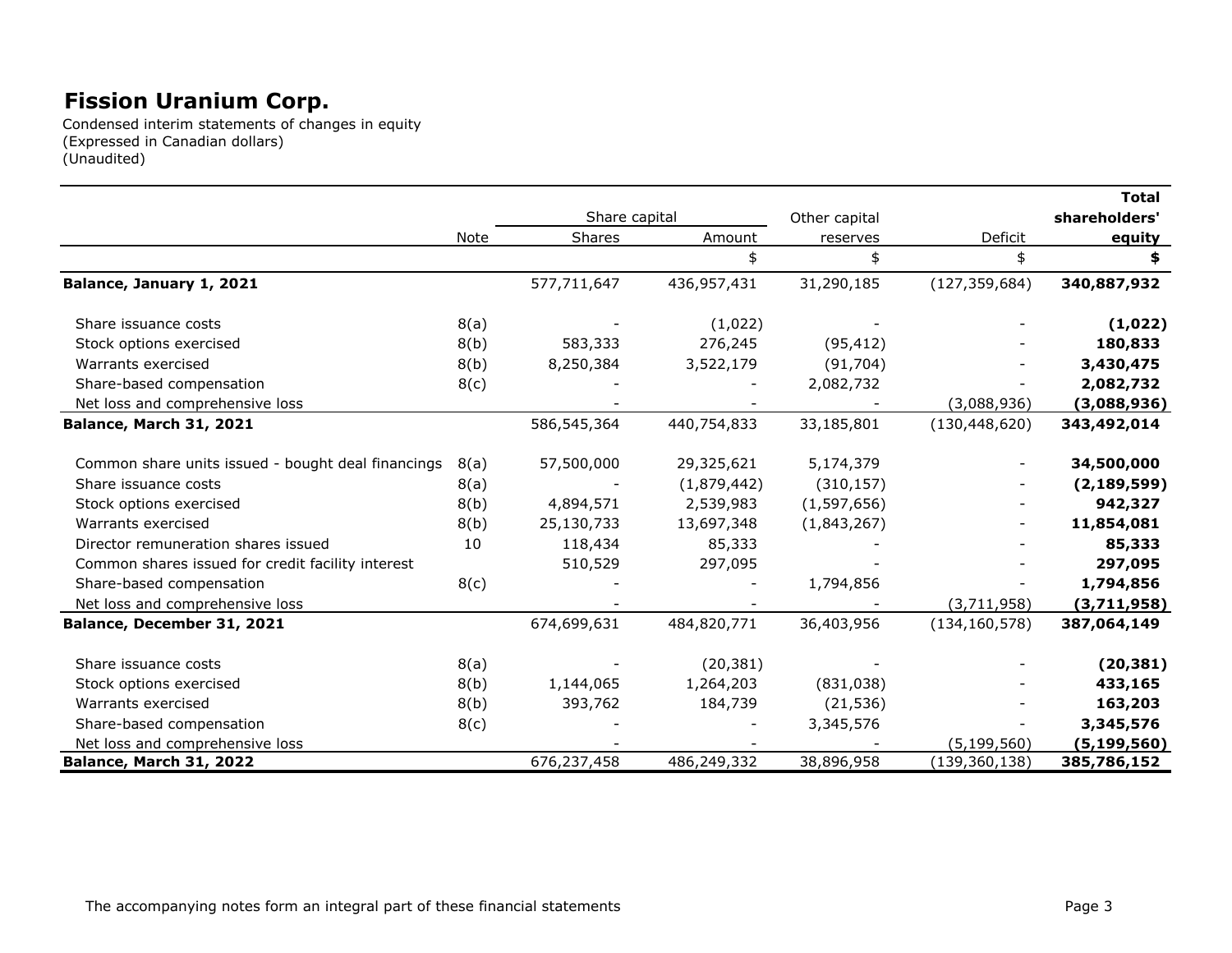# Fission Uranium Corp.

Condensed interim statements of changes in equity
(Expressed in Canadian dollars)
(Unaudited)

| | Note | Share capital | | Other capital | | Total shareholders' |
|---|---|---|---|---|---|---|
| | | Shares | Amount | reserves | Deficit | equity |
| | | | $ | $ | $ | **$** |
| **Balance, January 1, 2021** | | 577,711,647 | 436,957,431 | 31,290,185 | (127,359,684) | **340,887,932** |
| Share issuance costs | 8(a) | - | (1,022) | - | - | **(1,022)** |
| Stock options exercised | 8(b) | 583,333 | 276,245 | (95,412) | - | **180,833** |
| Warrants exercised | 8(b) | 8,250,384 | 3,522,179 | (91,704) | - | **3,430,475** |
| Share-based compensation | 8(c) | - | - | 2,082,732 | - | **2,082,732** |
| Net loss and comprehensive loss | | - | - | - | (3,088,936) | **(3,088,936)** |
| **Balance, March 31, 2021** | | 586,545,364 | 440,754,833 | 33,185,801 | (130,448,620) | **343,492,014** |
| Common share units issued - bought deal financings | 8(a) | 57,500,000 | 29,325,621 | 5,174,379 | - | **34,500,000** |
| Share issuance costs | 8(a) | - | (1,879,442) | (310,157) | - | **(2,189,599)** |
| Stock options exercised | 8(b) | 4,894,571 | 2,539,983 | (1,597,656) | - | **942,327** |
| Warrants exercised | 8(b) | 25,130,733 | 13,697,348 | (1,843,267) | - | **11,854,081** |
| Director remuneration shares issued | 10 | 118,434 | 85,333 | - | - | **85,333** |
| Common shares issued for credit facility interest | | 510,529 | 297,095 | - | - | **297,095** |
| Share-based compensation | 8(c) | - | - | 1,794,856 | - | **1,794,856** |
| Net loss and comprehensive loss | | - | - | - | (3,711,958) | **(3,711,958)** |
| **Balance, December 31, 2021** | | 674,699,631 | 484,820,771 | 36,403,956 | (134,160,578) | **387,064,149** |
| Share issuance costs | 8(a) | - | (20,381) | - | - | **(20,381)** |
| Stock options exercised | 8(b) | 1,144,065 | 1,264,203 | (831,038) | - | **433,165** |
| Warrants exercised | 8(b) | 393,762 | 184,739 | (21,536) | - | **163,203** |
| Share-based compensation | 8(c) | - | - | 3,345,576 | - | **3,345,576** |
| Net loss and comprehensive loss | | - | - | - | (5,199,560) | **(5,199,560)** |
| **Balance, March 31, 2022** | | 676,237,458 | 486,249,332 | 38,896,958 | (139,360,138) | **385,786,152** |

The accompanying notes form an integral part of these financial statements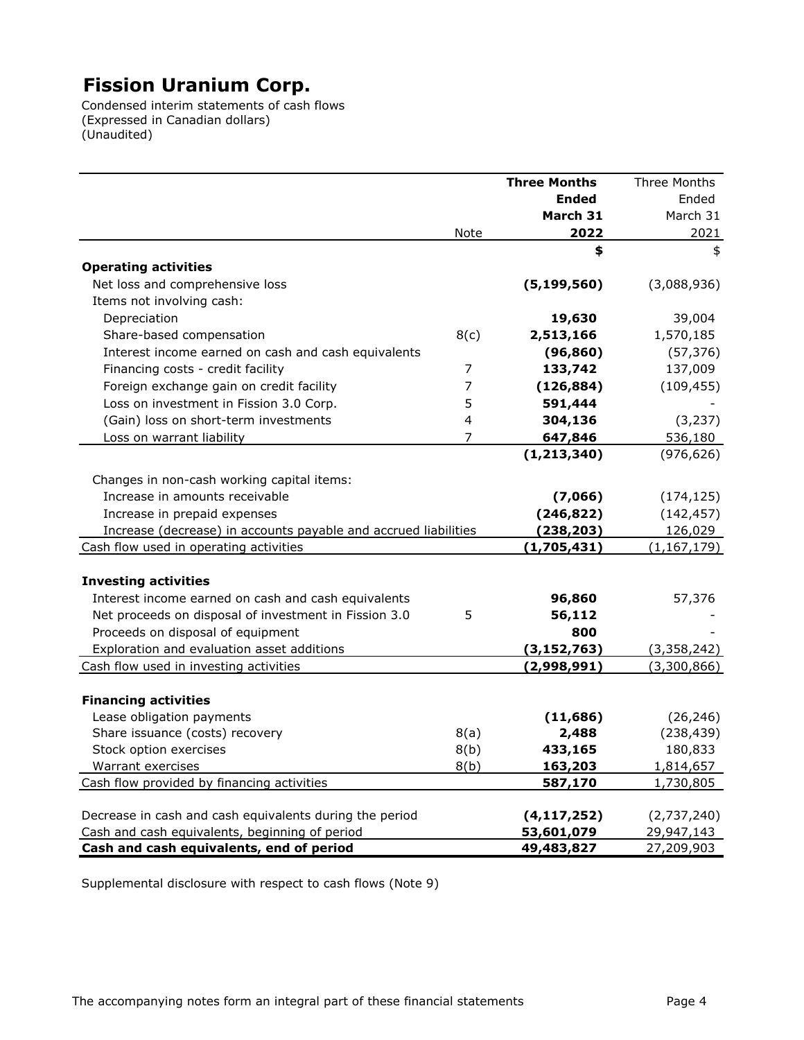# Fission Uranium Corp.

Condensed interim statements of cash flows
(Expressed in Canadian dollars)
(Unaudited)

| | Note | **Three Months Ended March 31 2022** | Three Months Ended March 31 2021 |
|---|---|---|---|
| | | **$** | $ |
| **Operating activities** | | | |
| Net loss and comprehensive loss | | **(5,199,560)** | (3,088,936) |
| Items not involving cash: | | | |
| Depreciation | | **19,630** | 39,004 |
| Share-based compensation | 8(c) | **2,513,166** | 1,570,185 |
| Interest income earned on cash and cash equivalents | | **(96,860)** | (57,376) |
| Financing costs - credit facility | 7 | **133,742** | 137,009 |
| Foreign exchange gain on credit facility | 7 | **(126,884)** | (109,455) |
| Loss on investment in Fission 3.0 Corp. | 5 | **591,444** | - |
| (Gain) loss on short-term investments | 4 | **304,136** | (3,237) |
| Loss on warrant liability | 7 | **647,846** | 536,180 |
| | | **(1,213,340)** | (976,626) |
| Changes in non-cash working capital items: | | | |
| Increase in amounts receivable | | **(7,066)** | (174,125) |
| Increase in prepaid expenses | | **(246,822)** | (142,457) |
| Increase (decrease) in accounts payable and accrued liabilities | | **(238,203)** | 126,029 |
| Cash flow used in operating activities | | **(1,705,431)** | (1,167,179) |
| **Investing activities** | | | |
| Interest income earned on cash and cash equivalents | | **96,860** | 57,376 |
| Net proceeds on disposal of investment in Fission 3.0 | 5 | **56,112** | - |
| Proceeds on disposal of equipment | | **800** | - |
| Exploration and evaluation asset additions | | **(3,152,763)** | (3,358,242) |
| Cash flow used in investing activities | | **(2,998,991)** | (3,300,866) |
| **Financing activities** | | | |
| Lease obligation payments | | **(11,686)** | (26,246) |
| Share issuance (costs) recovery | 8(a) | **2,488** | (238,439) |
| Stock option exercises | 8(b) | **433,165** | 180,833 |
| Warrant exercises | 8(b) | **163,203** | 1,814,657 |
| Cash flow provided by financing activities | | **587,170** | 1,730,805 |
| Decrease in cash and cash equivalents during the period | | **(4,117,252)** | (2,737,240) |
| Cash and cash equivalents, beginning of period | | **53,601,079** | 29,947,143 |
| **Cash and cash equivalents, end of period** | | **49,483,827** | 27,209,903 |

Supplemental disclosure with respect to cash flows (Note 9)

The accompanying notes form an integral part of these financial statements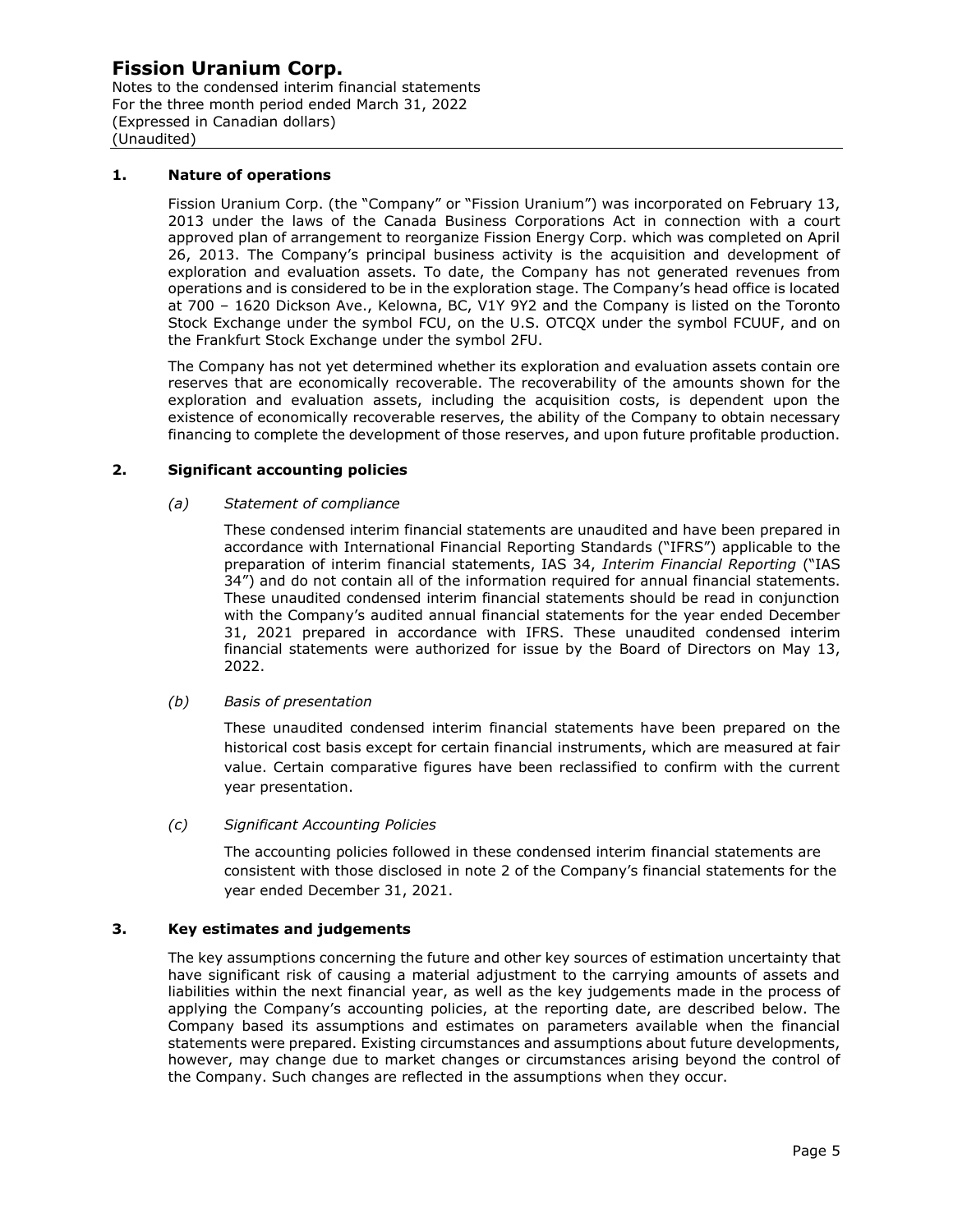## 1. Nature of operations

Fission Uranium Corp. (the "Company" or "Fission Uranium") was incorporated on February 13, 2013 under the laws of the Canada Business Corporations Act in connection with a court approved plan of arrangement to reorganize Fission Energy Corp. which was completed on April 26, 2013. The Company's principal business activity is the acquisition and development of exploration and evaluation assets. To date, the Company has not generated revenues from operations and is considered to be in the exploration stage. The Company's head office is located at 700 – 1620 Dickson Ave., Kelowna, BC, V1Y 9Y2 and the Company is listed on the Toronto Stock Exchange under the symbol FCU, on the U.S. OTCQX under the symbol FCUUF, and on the Frankfurt Stock Exchange under the symbol 2FU.

The Company has not yet determined whether its exploration and evaluation assets contain ore reserves that are economically recoverable. The recoverability of the amounts shown for the exploration and evaluation assets, including the acquisition costs, is dependent upon the existence of economically recoverable reserves, the ability of the Company to obtain necessary financing to complete the development of those reserves, and upon future profitable production.

## 2. Significant accounting policies

### *(a) Statement of compliance*

These condensed interim financial statements are unaudited and have been prepared in accordance with International Financial Reporting Standards ("IFRS") applicable to the preparation of interim financial statements, IAS 34, *Interim Financial Reporting* ("IAS 34") and do not contain all of the information required for annual financial statements. These unaudited condensed interim financial statements should be read in conjunction with the Company's audited annual financial statements for the year ended December 31, 2021 prepared in accordance with IFRS. These unaudited condensed interim financial statements were authorized for issue by the Board of Directors on May 13, 2022.

### *(b) Basis of presentation*

These unaudited condensed interim financial statements have been prepared on the historical cost basis except for certain financial instruments, which are measured at fair value. Certain comparative figures have been reclassified to confirm with the current year presentation.

### *(c) Significant Accounting Policies*

The accounting policies followed in these condensed interim financial statements are consistent with those disclosed in note 2 of the Company's financial statements for the year ended December 31, 2021.

## 3. Key estimates and judgements

The key assumptions concerning the future and other key sources of estimation uncertainty that have significant risk of causing a material adjustment to the carrying amounts of assets and liabilities within the next financial year, as well as the key judgements made in the process of applying the Company's accounting policies, at the reporting date, are described below. The Company based its assumptions and estimates on parameters available when the financial statements were prepared. Existing circumstances and assumptions about future developments, however, may change due to market changes or circumstances arising beyond the control of the Company. Such changes are reflected in the assumptions when they occur.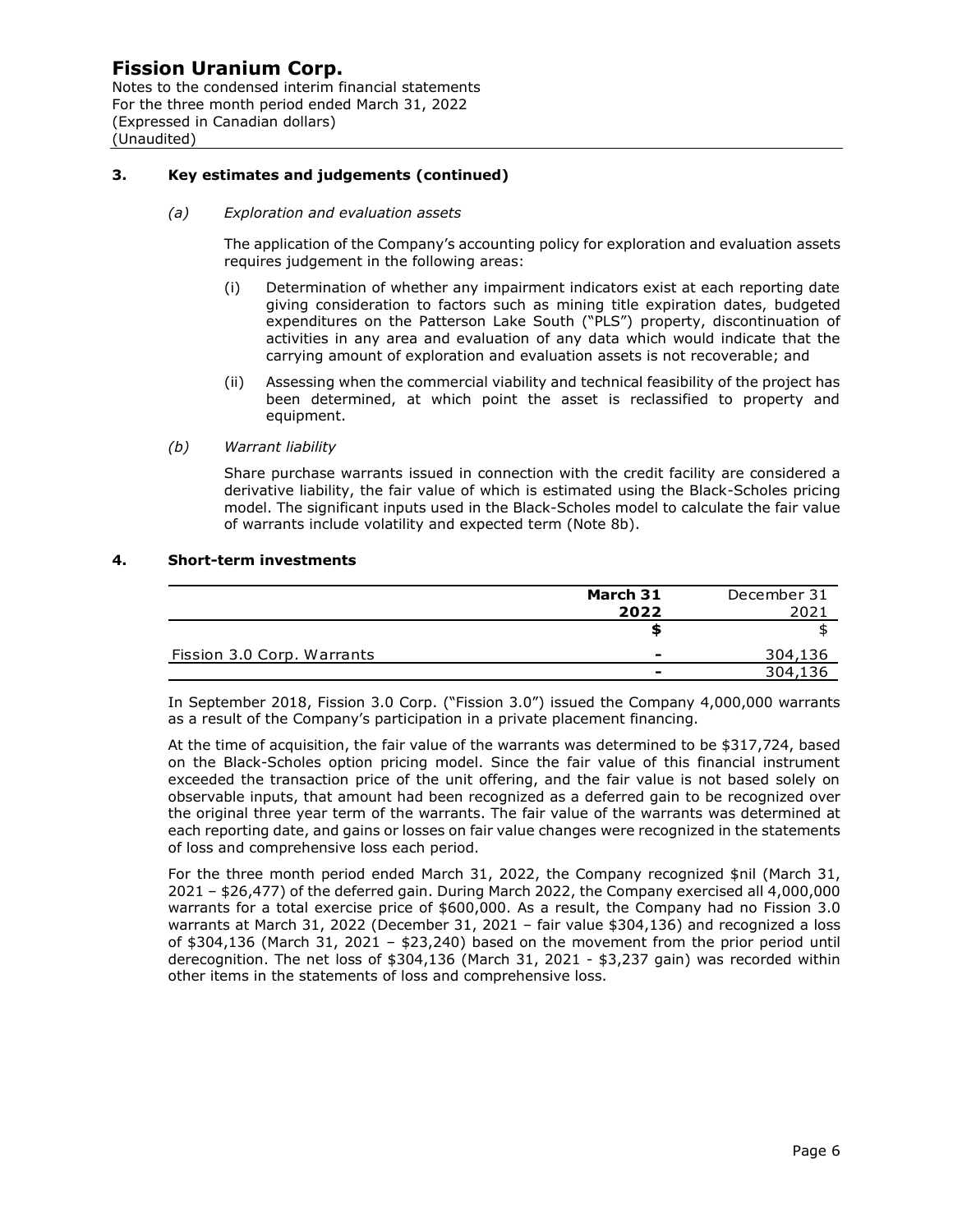### 3. Key estimates and judgements (continued)

*(a) Exploration and evaluation assets*

The application of the Company's accounting policy for exploration and evaluation assets requires judgement in the following areas:

(i) Determination of whether any impairment indicators exist at each reporting date giving consideration to factors such as mining title expiration dates, budgeted expenditures on the Patterson Lake South ("PLS") property, discontinuation of activities in any area and evaluation of any data which would indicate that the carrying amount of exploration and evaluation assets is not recoverable; and

(ii) Assessing when the commercial viability and technical feasibility of the project has been determined, at which point the asset is reclassified to property and equipment.

*(b) Warrant liability*

Share purchase warrants issued in connection with the credit facility are considered a derivative liability, the fair value of which is estimated using the Black-Scholes pricing model. The significant inputs used in the Black-Scholes model to calculate the fair value of warrants include volatility and expected term (Note 8b).

### 4. Short-term investments

| | **March 31 2022** | December 31 2021 |
|---|---|---|
| | **$** | $ |
| Fission 3.0 Corp. Warrants | **-** | 304,136 |
| | **-** | 304,136 |

In September 2018, Fission 3.0 Corp. ("Fission 3.0") issued the Company 4,000,000 warrants as a result of the Company's participation in a private placement financing.

At the time of acquisition, the fair value of the warrants was determined to be $317,724, based on the Black-Scholes option pricing model. Since the fair value of this financial instrument exceeded the transaction price of the unit offering, and the fair value is not based solely on observable inputs, that amount had been recognized as a deferred gain to be recognized over the original three year term of the warrants. The fair value of the warrants was determined at each reporting date, and gains or losses on fair value changes were recognized in the statements of loss and comprehensive loss each period.

For the three month period ended March 31, 2022, the Company recognized $nil (March 31, 2021 – $26,477) of the deferred gain. During March 2022, the Company exercised all 4,000,000 warrants for a total exercise price of $600,000. As a result, the Company had no Fission 3.0 warrants at March 31, 2022 (December 31, 2021 – fair value $304,136) and recognized a loss of $304,136 (March 31, 2021 – $23,240) based on the movement from the prior period until derecognition. The net loss of $304,136 (March 31, 2021 - $3,237 gain) was recorded within other items in the statements of loss and comprehensive loss.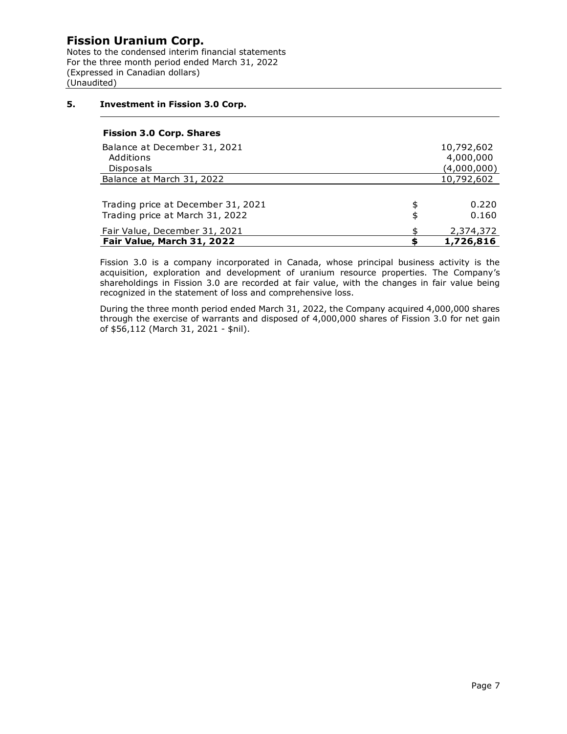# Fission Uranium Corp.

Notes to the condensed interim financial statements
For the three month period ended March 31, 2022
(Expressed in Canadian dollars)
(Unaudited)

## 5. Investment in Fission 3.0 Corp.

| **Fission 3.0 Corp. Shares** | | |
|---|---|---|
| Balance at December 31, 2021 | | 10,792,602 |
| Additions | | 4,000,000 |
| Disposals | | (4,000,000) |
| Balance at March 31, 2022 | | 10,792,602 |
| | | |
| Trading price at December 31, 2021 | $ | 0.220 |
| Trading price at March 31, 2022 | $ | 0.160 |
| Fair Value, December 31, 2021 | $ | 2,374,372 |
| **Fair Value, March 31, 2022** | **$** | **1,726,816** |

Fission 3.0 is a company incorporated in Canada, whose principal business activity is the acquisition, exploration and development of uranium resource properties. The Company's shareholdings in Fission 3.0 are recorded at fair value, with the changes in fair value being recognized in the statement of loss and comprehensive loss.

During the three month period ended March 31, 2022, the Company acquired 4,000,000 shares through the exercise of warrants and disposed of 4,000,000 shares of Fission 3.0 for net gain of $56,112 (March 31, 2021 - $nil).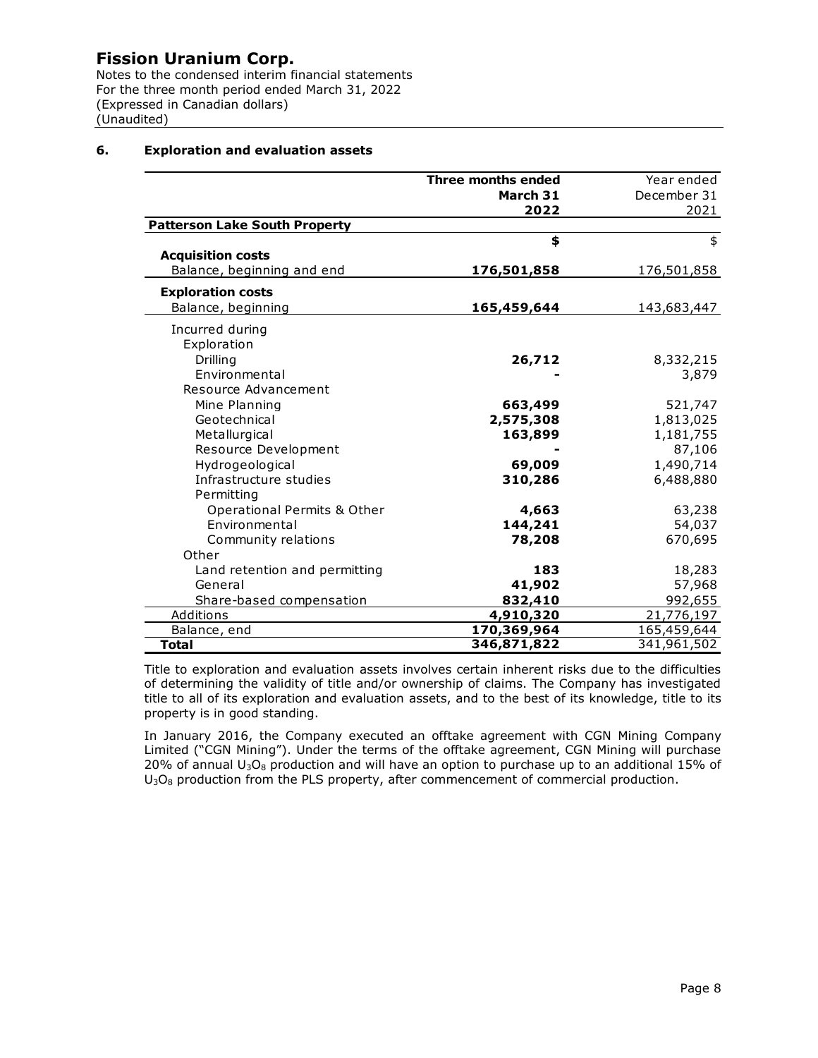# Fission Uranium Corp.

Notes to the condensed interim financial statements
For the three month period ended March 31, 2022
(Expressed in Canadian dollars)
(Unaudited)

## 6. Exploration and evaluation assets

| Patterson Lake South Property | **Three months ended March 31 2022** | Year ended December 31 2021 |
|---|---|---|
| | **$** | $ |
| **Acquisition costs** | | |
| Balance, beginning and end | **176,501,858** | 176,501,858 |
| **Exploration costs** | | |
| Balance, beginning | **165,459,644** | 143,683,447 |
| Incurred during | | |
| Exploration | | |
| Drilling | **26,712** | 8,332,215 |
| Environmental | **-** | 3,879 |
| Resource Advancement | | |
| Mine Planning | **663,499** | 521,747 |
| Geotechnical | **2,575,308** | 1,813,025 |
| Metallurgical | **163,899** | 1,181,755 |
| Resource Development | **-** | 87,106 |
| Hydrogeological | **69,009** | 1,490,714 |
| Infrastructure studies | **310,286** | 6,488,880 |
| Permitting | | |
| Operational Permits & Other | **4,663** | 63,238 |
| Environmental | **144,241** | 54,037 |
| Community relations | **78,208** | 670,695 |
| Other | | |
| Land retention and permitting | **183** | 18,283 |
| General | **41,902** | 57,968 |
| Share-based compensation | **832,410** | 992,655 |
| Additions | **4,910,320** | 21,776,197 |
| Balance, end | **170,369,964** | 165,459,644 |
| **Total** | **346,871,822** | 341,961,502 |

Title to exploration and evaluation assets involves certain inherent risks due to the difficulties of determining the validity of title and/or ownership of claims. The Company has investigated title to all of its exploration and evaluation assets, and to the best of its knowledge, title to its property is in good standing.

In January 2016, the Company executed an offtake agreement with CGN Mining Company Limited ("CGN Mining"). Under the terms of the offtake agreement, CGN Mining will purchase 20% of annual $U_3O_8$ production and will have an option to purchase up to an additional 15% of $U_3O_8$ production from the PLS property, after commencement of commercial production.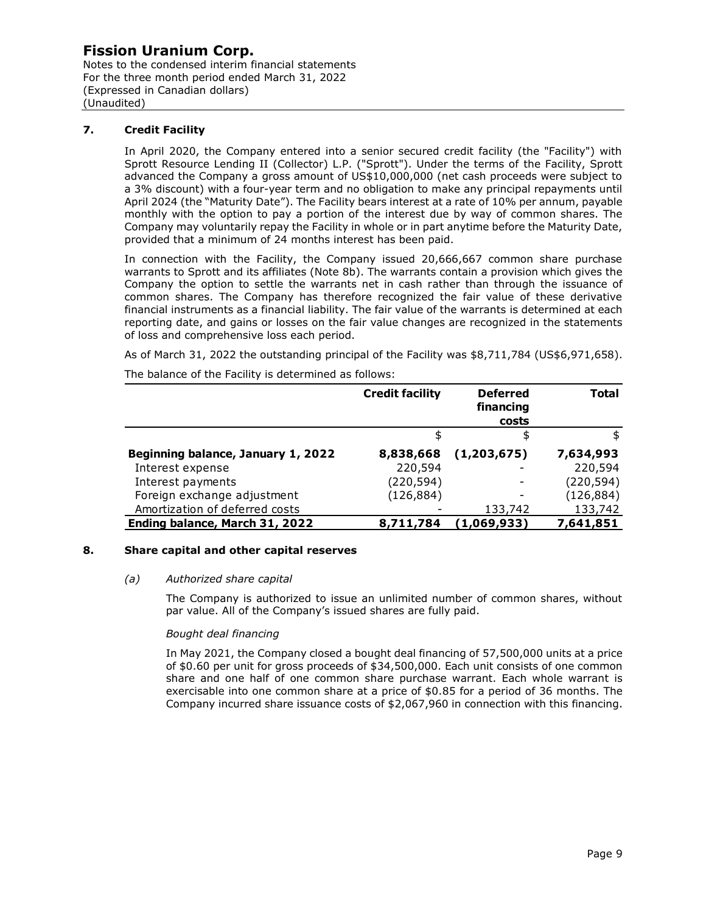## 7. Credit Facility

In April 2020, the Company entered into a senior secured credit facility (the "Facility") with Sprott Resource Lending II (Collector) L.P. ("Sprott"). Under the terms of the Facility, Sprott advanced the Company a gross amount of US$10,000,000 (net cash proceeds were subject to a 3% discount) with a four-year term and no obligation to make any principal repayments until April 2024 (the "Maturity Date"). The Facility bears interest at a rate of 10% per annum, payable monthly with the option to pay a portion of the interest due by way of common shares. The Company may voluntarily repay the Facility in whole or in part anytime before the Maturity Date, provided that a minimum of 24 months interest has been paid.

In connection with the Facility, the Company issued 20,666,667 common share purchase warrants to Sprott and its affiliates (Note 8b). The warrants contain a provision which gives the Company the option to settle the warrants net in cash rather than through the issuance of common shares. The Company has therefore recognized the fair value of these derivative financial instruments as a financial liability. The fair value of the warrants is determined at each reporting date, and gains or losses on the fair value changes are recognized in the statements of loss and comprehensive loss each period.

As of March 31, 2022 the outstanding principal of the Facility was $8,711,784 (US$6,971,658).

The balance of the Facility is determined as follows:

| | Credit facility | Deferred financing costs | Total |
|---|---|---|---|
| | $ | $ | $ |
| **Beginning balance, January 1, 2022** | **8,838,668** | **(1,203,675)** | **7,634,993** |
| Interest expense | 220,594 | - | 220,594 |
| Interest payments | (220,594) | - | (220,594) |
| Foreign exchange adjustment | (126,884) | - | (126,884) |
| Amortization of deferred costs | - | 133,742 | 133,742 |
| **Ending balance, March 31, 2022** | **8,711,784** | **(1,069,933)** | **7,641,851** |

## 8. Share capital and other capital reserves

### *(a) Authorized share capital*

The Company is authorized to issue an unlimited number of common shares, without par value. All of the Company's issued shares are fully paid.

*Bought deal financing*

In May 2021, the Company closed a bought deal financing of 57,500,000 units at a price of $0.60 per unit for gross proceeds of $34,500,000. Each unit consists of one common share and one half of one common share purchase warrant. Each whole warrant is exercisable into one common share at a price of $0.85 for a period of 36 months. The Company incurred share issuance costs of $2,067,960 in connection with this financing.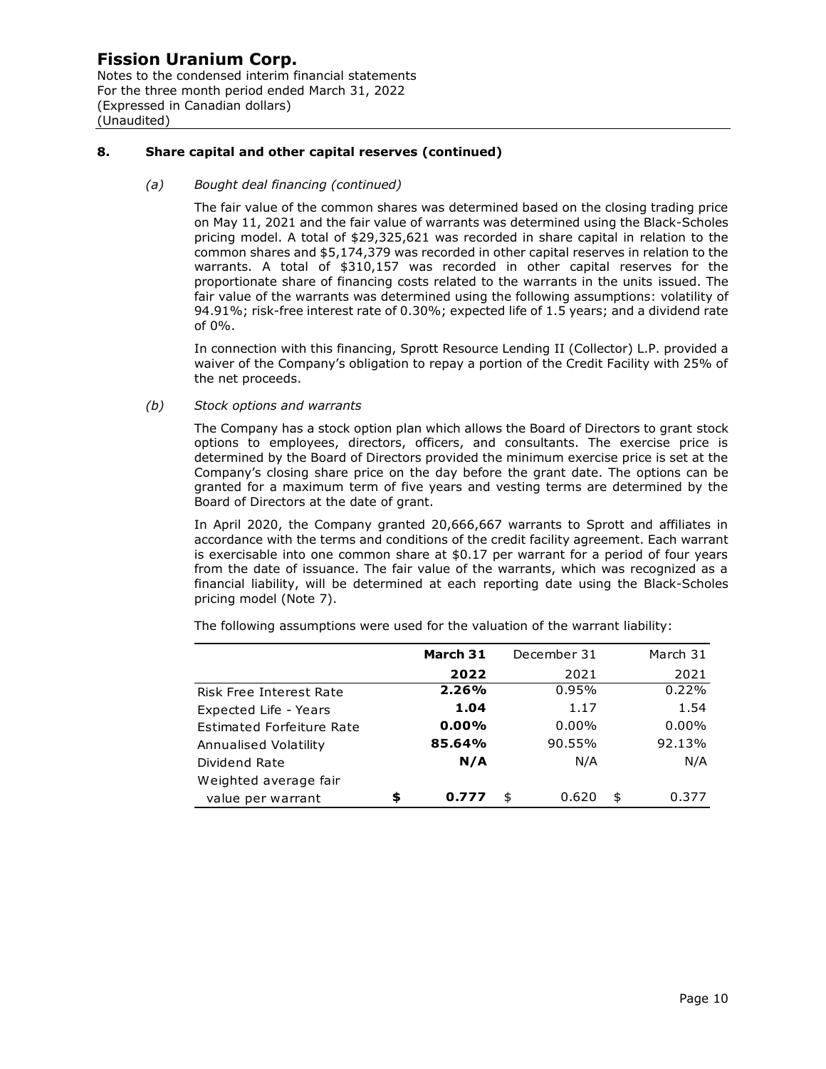## 8. Share capital and other capital reserves (continued)

### *(a) Bought deal financing (continued)*

The fair value of the common shares was determined based on the closing trading price on May 11, 2021 and the fair value of warrants was determined using the Black-Scholes pricing model. A total of $29,325,621 was recorded in share capital in relation to the common shares and $5,174,379 was recorded in other capital reserves in relation to the warrants. A total of $310,157 was recorded in other capital reserves for the proportionate share of financing costs related to the warrants in the units issued. The fair value of the warrants was determined using the following assumptions: volatility of 94.91%; risk-free interest rate of 0.30%; expected life of 1.5 years; and a dividend rate of 0%.

In connection with this financing, Sprott Resource Lending II (Collector) L.P. provided a waiver of the Company's obligation to repay a portion of the Credit Facility with 25% of the net proceeds.

### *(b) Stock options and warrants*

The Company has a stock option plan which allows the Board of Directors to grant stock options to employees, directors, officers, and consultants. The exercise price is determined by the Board of Directors provided the minimum exercise price is set at the Company's closing share price on the day before the grant date. The options can be granted for a maximum term of five years and vesting terms are determined by the Board of Directors at the date of grant.

In April 2020, the Company granted 20,666,667 warrants to Sprott and affiliates in accordance with the terms and conditions of the credit facility agreement. Each warrant is exercisable into one common share at $0.17 per warrant for a period of four years from the date of issuance. The fair value of the warrants, which was recognized as a financial liability, will be determined at each reporting date using the Black-Scholes pricing model (Note 7).

The following assumptions were used for the valuation of the warrant liability:

| | **March 31 2022** | December 31 2021 | March 31 2021 |
|---|---|---|---|
| Risk Free Interest Rate | **2.26%** | 0.95% | 0.22% |
| Expected Life - Years | **1.04** | 1.17 | 1.54 |
| Estimated Forfeiture Rate | **0.00%** | 0.00% | 0.00% |
| Annualised Volatility | **85.64%** | 90.55% | 92.13% |
| Dividend Rate | **N/A** | N/A | N/A |
| Weighted average fair value per warrant | **$ 0.777** | $ 0.620 | $ 0.377 |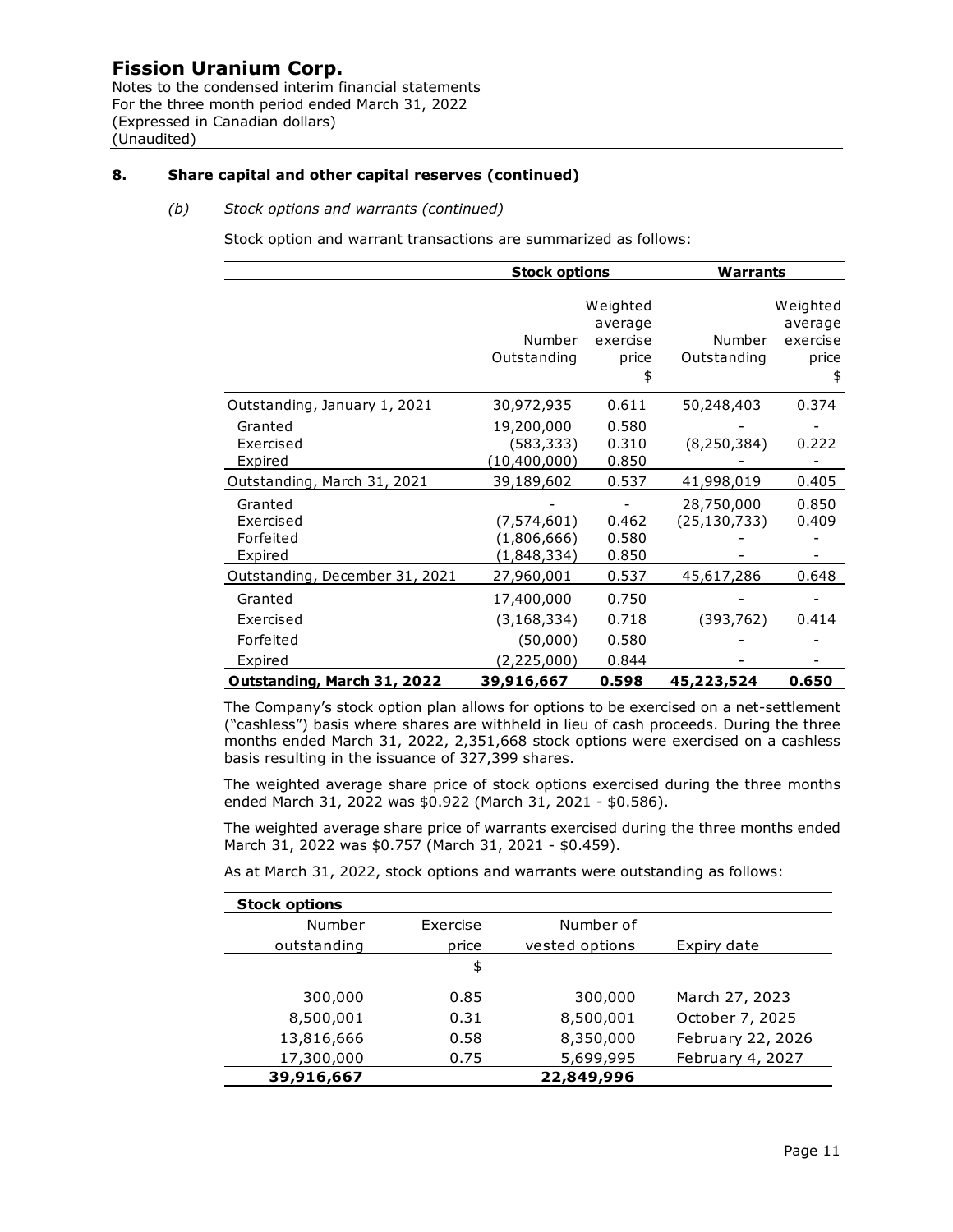## 8. Share capital and other capital reserves (continued)

### *(b) Stock options and warrants (continued)*

Stock option and warrant transactions are summarized as follows:

| | Stock options | | Warrants | |
|---|---|---|---|---|
| | Number Outstanding | Weighted average exercise price | Number Outstanding | Weighted average exercise price |
| | | $ | | $ |
| Outstanding, January 1, 2021 | 30,972,935 | 0.611 | 50,248,403 | 0.374 |
| Granted | 19,200,000 | 0.580 | - | - |
| Exercised | (583,333) | 0.310 | (8,250,384) | 0.222 |
| Expired | (10,400,000) | 0.850 | - | - |
| Outstanding, March 31, 2021 | 39,189,602 | 0.537 | 41,998,019 | 0.405 |
| Granted | - | - | 28,750,000 | 0.850 |
| Exercised | (7,574,601) | 0.462 | (25,130,733) | 0.409 |
| Forfeited | (1,806,666) | 0.580 | - | - |
| Expired | (1,848,334) | 0.850 | - | - |
| Outstanding, December 31, 2021 | 27,960,001 | 0.537 | 45,617,286 | 0.648 |
| Granted | 17,400,000 | 0.750 | - | - |
| Exercised | (3,168,334) | 0.718 | (393,762) | 0.414 |
| Forfeited | (50,000) | 0.580 | - | - |
| Expired | (2,225,000) | 0.844 | - | - |
| **Outstanding, March 31, 2022** | **39,916,667** | **0.598** | **45,223,524** | **0.650** |

The Company's stock option plan allows for options to be exercised on a net-settlement ("cashless") basis where shares are withheld in lieu of cash proceeds. During the three months ended March 31, 2022, 2,351,668 stock options were exercised on a cashless basis resulting in the issuance of 327,399 shares.

The weighted average share price of stock options exercised during the three months ended March 31, 2022 was $0.922 (March 31, 2021 - $0.586).

The weighted average share price of warrants exercised during the three months ended March 31, 2022 was $0.757 (March 31, 2021 - $0.459).

As at March 31, 2022, stock options and warrants were outstanding as follows:

| **Stock options** | | | |
|---|---|---|---|
| Number outstanding | Exercise price | Number of vested options | Expiry date |
| | $ | | |
| 300,000 | 0.85 | 300,000 | March 27, 2023 |
| 8,500,001 | 0.31 | 8,500,001 | October 7, 2025 |
| 13,816,666 | 0.58 | 8,350,000 | February 22, 2026 |
| 17,300,000 | 0.75 | 5,699,995 | February 4, 2027 |
| **39,916,667** | | **22,849,996** | |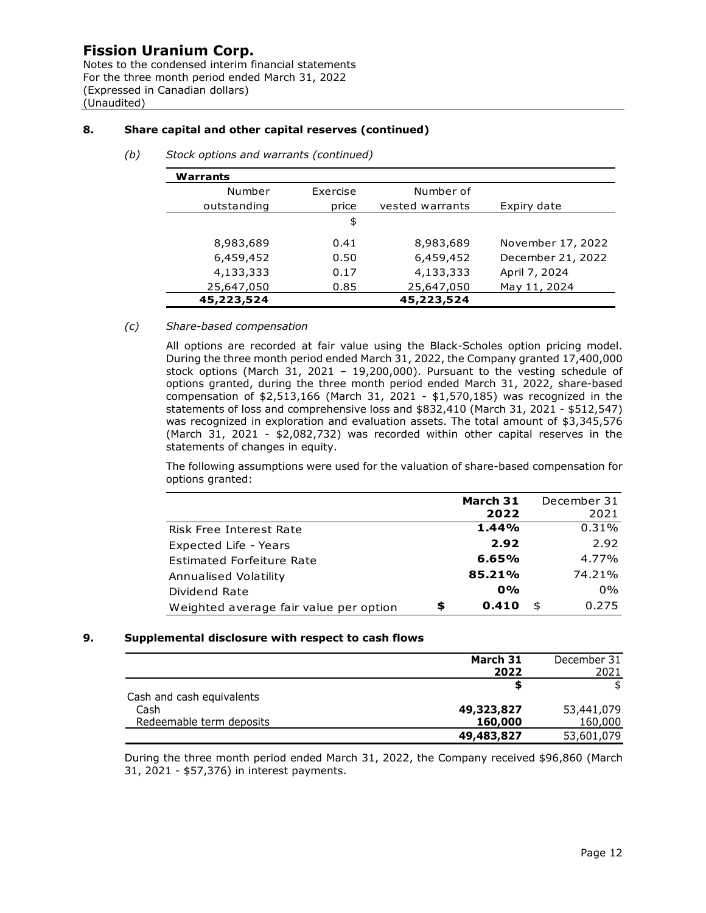## 8. Share capital and other capital reserves (continued)

*(b) Stock options and warrants (continued)*

**Warrants**

| Number outstanding | Exercise price | Number of vested warrants | Expiry date |
|---:|---:|---:|---|
| | $ | | |
| 8,983,689 | 0.41 | 8,983,689 | November 17, 2022 |
| 6,459,452 | 0.50 | 6,459,452 | December 21, 2022 |
| 4,133,333 | 0.17 | 4,133,333 | April 7, 2024 |
| 25,647,050 | 0.85 | 25,647,050 | May 11, 2024 |
| **45,223,524** | | **45,223,524** | |

*(c) Share-based compensation*

All options are recorded at fair value using the Black-Scholes option pricing model. During the three month period ended March 31, 2022, the Company granted 17,400,000 stock options (March 31, 2021 – 19,200,000). Pursuant to the vesting schedule of options granted, during the three month period ended March 31, 2022, share-based compensation of $2,513,166 (March 31, 2021 - $1,570,185) was recognized in the statements of loss and comprehensive loss and $832,410 (March 31, 2021 - $512,547) was recognized in exploration and evaluation assets. The total amount of $3,345,576 (March 31, 2021 - $2,082,732) was recorded within other capital reserves in the statements of changes in equity.

The following assumptions were used for the valuation of share-based compensation for options granted:

| | March 31 2022 | December 31 2021 |
|---|---:|---:|
| Risk Free Interest Rate | **1.44%** | 0.31% |
| Expected Life - Years | **2.92** | 2.92 |
| Estimated Forfeiture Rate | **6.65%** | 4.77% |
| Annualised Volatility | **85.21%** | 74.21% |
| Dividend Rate | **0%** | 0% |
| Weighted average fair value per option | **$ 0.410** | $ 0.275 |

## 9. Supplemental disclosure with respect to cash flows

| | March 31 2022 | December 31 2021 |
|---|---:|---:|
| | **$** | $ |
| Cash and cash equivalents | | |
| Cash | **49,323,827** | 53,441,079 |
| Redeemable term deposits | **160,000** | 160,000 |
| | **49,483,827** | 53,601,079 |

During the three month period ended March 31, 2022, the Company received $96,860 (March 31, 2021 - $57,376) in interest payments.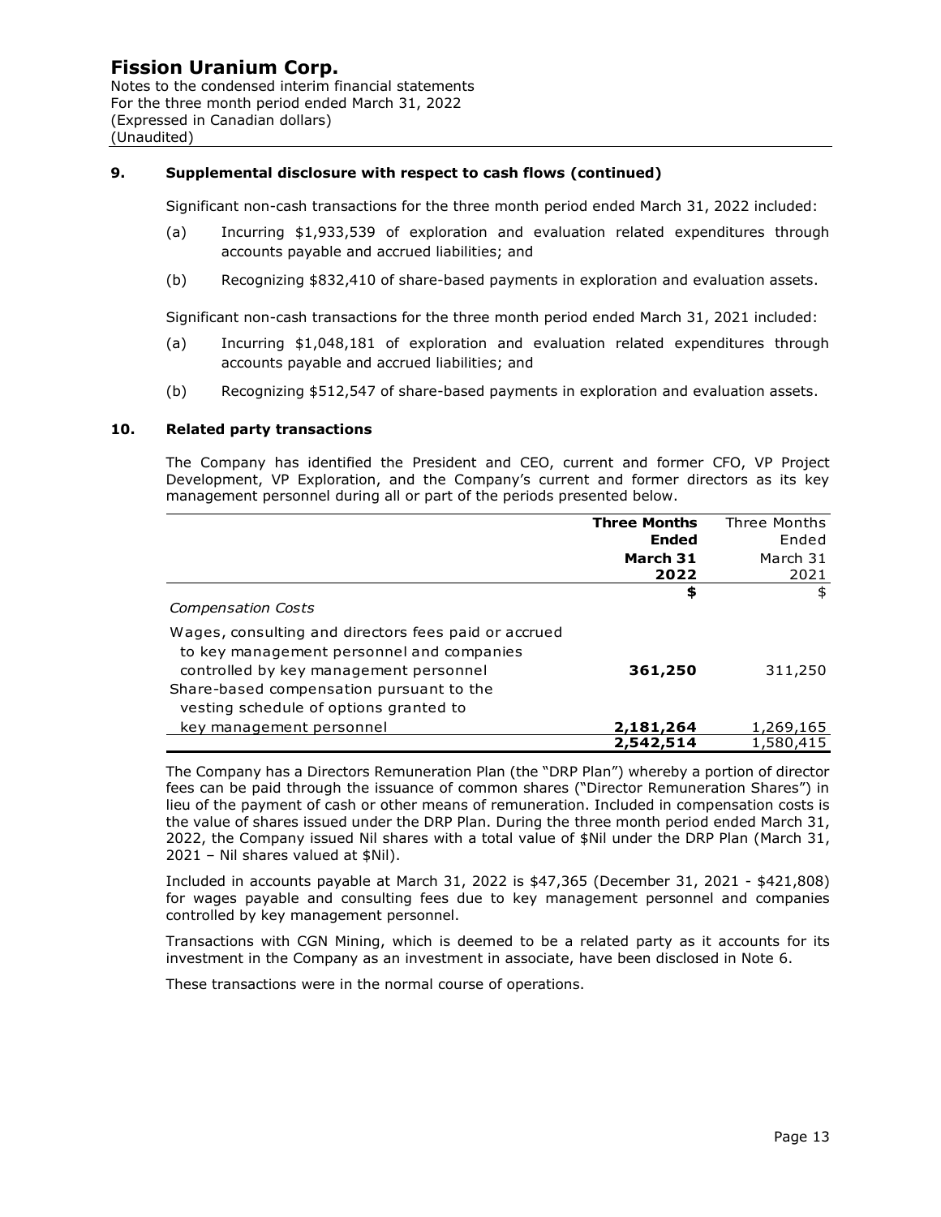## 9. Supplemental disclosure with respect to cash flows (continued)

Significant non-cash transactions for the three month period ended March 31, 2022 included:

(a) Incurring $1,933,539 of exploration and evaluation related expenditures through accounts payable and accrued liabilities; and

(b) Recognizing $832,410 of share-based payments in exploration and evaluation assets.

Significant non-cash transactions for the three month period ended March 31, 2021 included:

(a) Incurring $1,048,181 of exploration and evaluation related expenditures through accounts payable and accrued liabilities; and

(b) Recognizing $512,547 of share-based payments in exploration and evaluation assets.

## 10. Related party transactions

The Company has identified the President and CEO, current and former CFO, VP Project Development, VP Exploration, and the Company's current and former directors as its key management personnel during all or part of the periods presented below.

| | **Three Months Ended March 31 2022** | Three Months Ended March 31 2021 |
|---|---|---|
| | **$** | $ |
| *Compensation Costs* | | |
| Wages, consulting and directors fees paid or accrued to key management personnel and companies controlled by key management personnel | **361,250** | 311,250 |
| Share-based compensation pursuant to the vesting schedule of options granted to key management personnel | **2,181,264** | 1,269,165 |
| | **2,542,514** | 1,580,415 |

The Company has a Directors Remuneration Plan (the "DRP Plan") whereby a portion of director fees can be paid through the issuance of common shares ("Director Remuneration Shares") in lieu of the payment of cash or other means of remuneration. Included in compensation costs is the value of shares issued under the DRP Plan. During the three month period ended March 31, 2022, the Company issued Nil shares with a total value of $Nil under the DRP Plan (March 31, 2021 – Nil shares valued at $Nil).

Included in accounts payable at March 31, 2022 is $47,365 (December 31, 2021 - $421,808) for wages payable and consulting fees due to key management personnel and companies controlled by key management personnel.

Transactions with CGN Mining, which is deemed to be a related party as it accounts for its investment in the Company as an investment in associate, have been disclosed in Note 6.

These transactions were in the normal course of operations.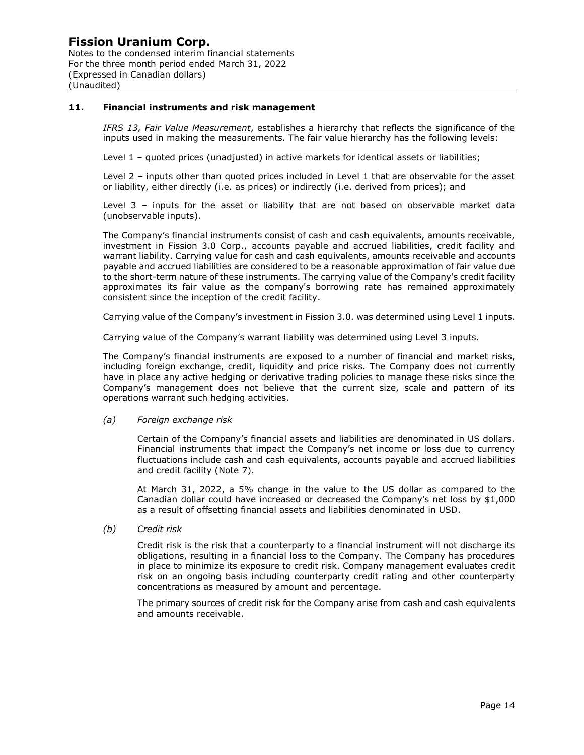## 11. Financial instruments and risk management

*IFRS 13, Fair Value Measurement*, establishes a hierarchy that reflects the significance of the inputs used in making the measurements. The fair value hierarchy has the following levels:

Level 1 – quoted prices (unadjusted) in active markets for identical assets or liabilities;

Level 2 – inputs other than quoted prices included in Level 1 that are observable for the asset or liability, either directly (i.e. as prices) or indirectly (i.e. derived from prices); and

Level 3 – inputs for the asset or liability that are not based on observable market data (unobservable inputs).

The Company's financial instruments consist of cash and cash equivalents, amounts receivable, investment in Fission 3.0 Corp., accounts payable and accrued liabilities, credit facility and warrant liability. Carrying value for cash and cash equivalents, amounts receivable and accounts payable and accrued liabilities are considered to be a reasonable approximation of fair value due to the short-term nature of these instruments. The carrying value of the Company's credit facility approximates its fair value as the company's borrowing rate has remained approximately consistent since the inception of the credit facility.

Carrying value of the Company's investment in Fission 3.0. was determined using Level 1 inputs.

Carrying value of the Company's warrant liability was determined using Level 3 inputs.

The Company's financial instruments are exposed to a number of financial and market risks, including foreign exchange, credit, liquidity and price risks. The Company does not currently have in place any active hedging or derivative trading policies to manage these risks since the Company's management does not believe that the current size, scale and pattern of its operations warrant such hedging activities.

*(a) Foreign exchange risk*

Certain of the Company's financial assets and liabilities are denominated in US dollars. Financial instruments that impact the Company's net income or loss due to currency fluctuations include cash and cash equivalents, accounts payable and accrued liabilities and credit facility (Note 7).

At March 31, 2022, a 5% change in the value to the US dollar as compared to the Canadian dollar could have increased or decreased the Company's net loss by $1,000 as a result of offsetting financial assets and liabilities denominated in USD.

*(b) Credit risk*

Credit risk is the risk that a counterparty to a financial instrument will not discharge its obligations, resulting in a financial loss to the Company. The Company has procedures in place to minimize its exposure to credit risk. Company management evaluates credit risk on an ongoing basis including counterparty credit rating and other counterparty concentrations as measured by amount and percentage.

The primary sources of credit risk for the Company arise from cash and cash equivalents and amounts receivable.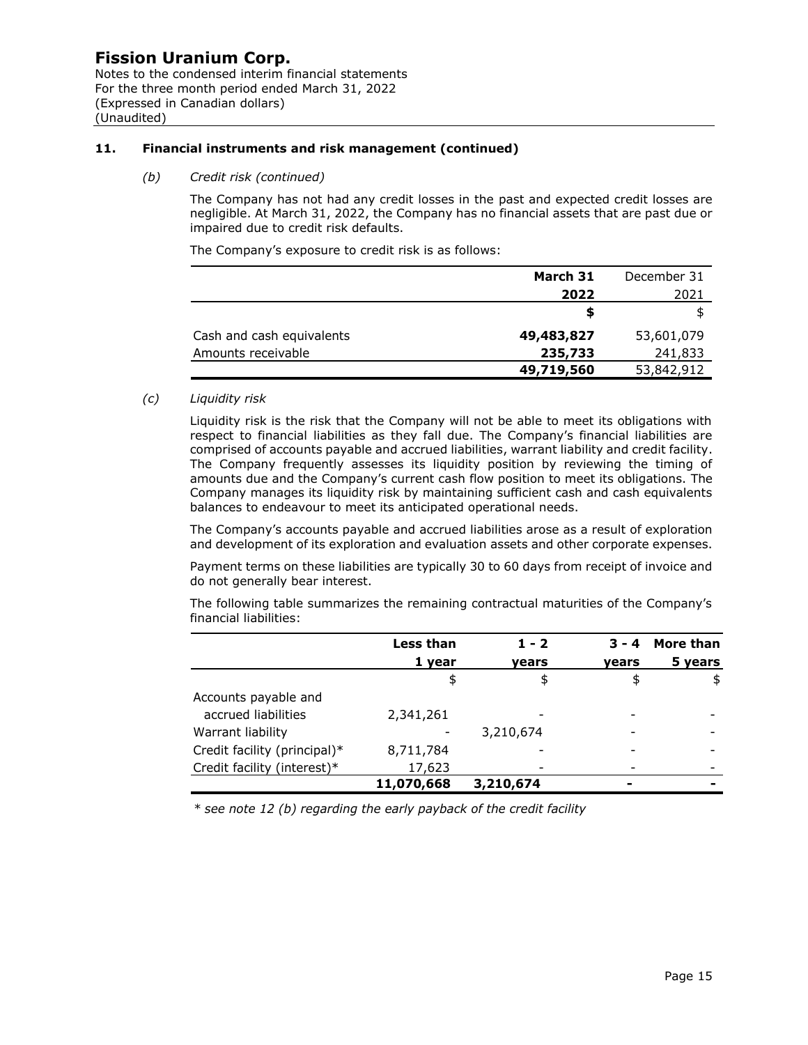## 11. Financial instruments and risk management (continued)

*(b) Credit risk (continued)*

The Company has not had any credit losses in the past and expected credit losses are negligible. At March 31, 2022, the Company has no financial assets that are past due or impaired due to credit risk defaults.

The Company's exposure to credit risk is as follows:

| | **March 31 2022** | December 31 2021 |
|---|---|---|
| | **$** | $ |
| Cash and cash equivalents | **49,483,827** | 53,601,079 |
| Amounts receivable | **235,733** | 241,833 |
| | **49,719,560** | 53,842,912 |

*(c) Liquidity risk*

Liquidity risk is the risk that the Company will not be able to meet its obligations with respect to financial liabilities as they fall due. The Company's financial liabilities are comprised of accounts payable and accrued liabilities, warrant liability and credit facility. The Company frequently assesses its liquidity position by reviewing the timing of amounts due and the Company's current cash flow position to meet its obligations. The Company manages its liquidity risk by maintaining sufficient cash and cash equivalents balances to endeavour to meet its anticipated operational needs.

The Company's accounts payable and accrued liabilities arose as a result of exploration and development of its exploration and evaluation assets and other corporate expenses.

Payment terms on these liabilities are typically 30 to 60 days from receipt of invoice and do not generally bear interest.

The following table summarizes the remaining contractual maturities of the Company's financial liabilities:

| | **Less than 1 year** | **1 - 2 years** | **3 - 4 years** | **More than 5 years** |
|---|---|---|---|---|
| | $ | $ | $ | $ |
| Accounts payable and accrued liabilities | 2,341,261 | - | - | - |
| Warrant liability | - | 3,210,674 | - | - |
| Credit facility (principal)* | 8,711,784 | - | - | - |
| Credit facility (interest)* | 17,623 | - | - | - |
| | **11,070,668** | **3,210,674** | **-** | **-** |

*\* see note 12 (b) regarding the early payback of the credit facility*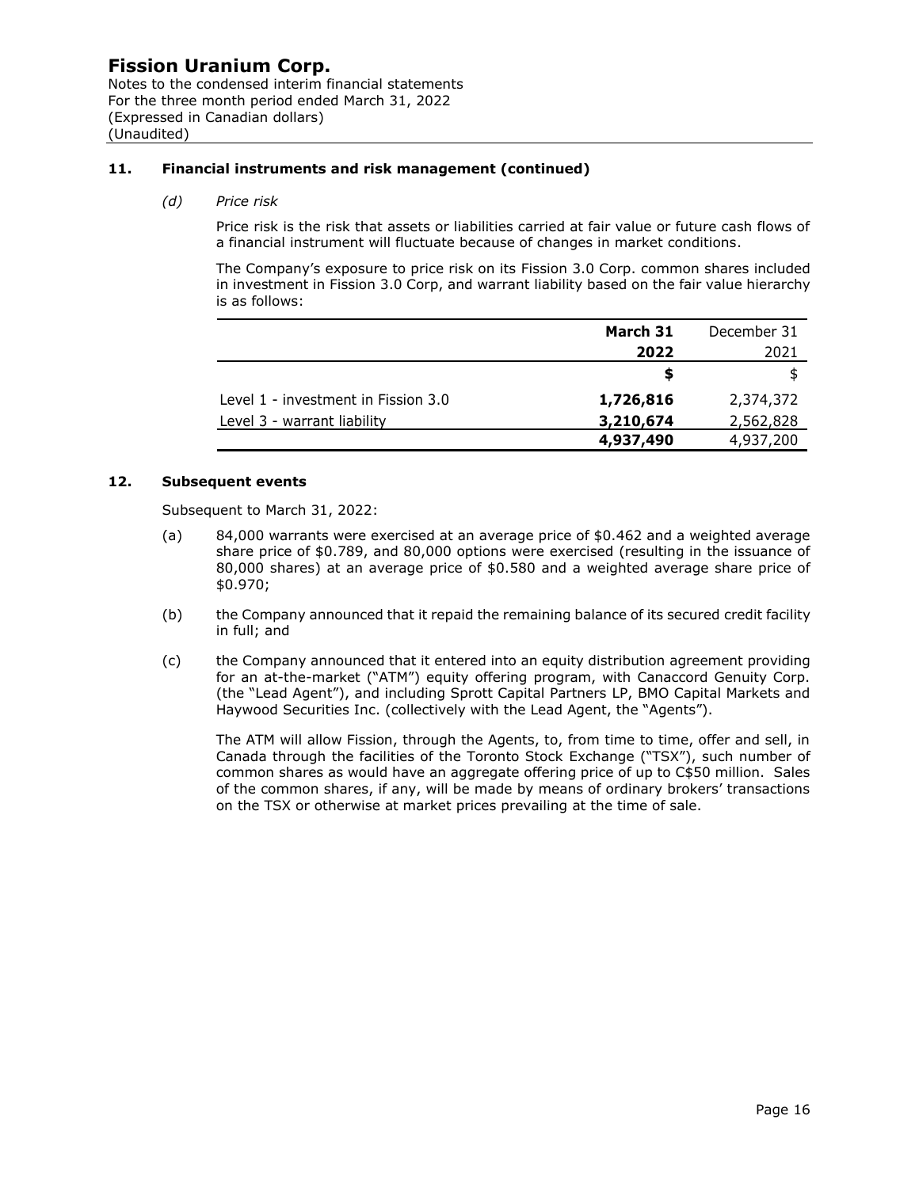## 11. Financial instruments and risk management (continued)

*(d) Price risk*

Price risk is the risk that assets or liabilities carried at fair value or future cash flows of a financial instrument will fluctuate because of changes in market conditions.

The Company's exposure to price risk on its Fission 3.0 Corp. common shares included in investment in Fission 3.0 Corp, and warrant liability based on the fair value hierarchy is as follows:

| | **March 31 2022** | December 31 2021 |
|---|---|---|
| | **$** | $ |
| Level 1 - investment in Fission 3.0 | **1,726,816** | 2,374,372 |
| Level 3 - warrant liability | **3,210,674** | 2,562,828 |
| | **4,937,490** | 4,937,200 |

## 12. Subsequent events

Subsequent to March 31, 2022:

(a) 84,000 warrants were exercised at an average price of $0.462 and a weighted average share price of $0.789, and 80,000 options were exercised (resulting in the issuance of 80,000 shares) at an average price of $0.580 and a weighted average share price of $0.970;

(b) the Company announced that it repaid the remaining balance of its secured credit facility in full; and

(c) the Company announced that it entered into an equity distribution agreement providing for an at-the-market ("ATM") equity offering program, with Canaccord Genuity Corp. (the "Lead Agent"), and including Sprott Capital Partners LP, BMO Capital Markets and Haywood Securities Inc. (collectively with the Lead Agent, the "Agents").

The ATM will allow Fission, through the Agents, to, from time to time, offer and sell, in Canada through the facilities of the Toronto Stock Exchange ("TSX"), such number of common shares as would have an aggregate offering price of up to C$50 million. Sales of the common shares, if any, will be made by means of ordinary brokers' transactions on the TSX or otherwise at market prices prevailing at the time of sale.